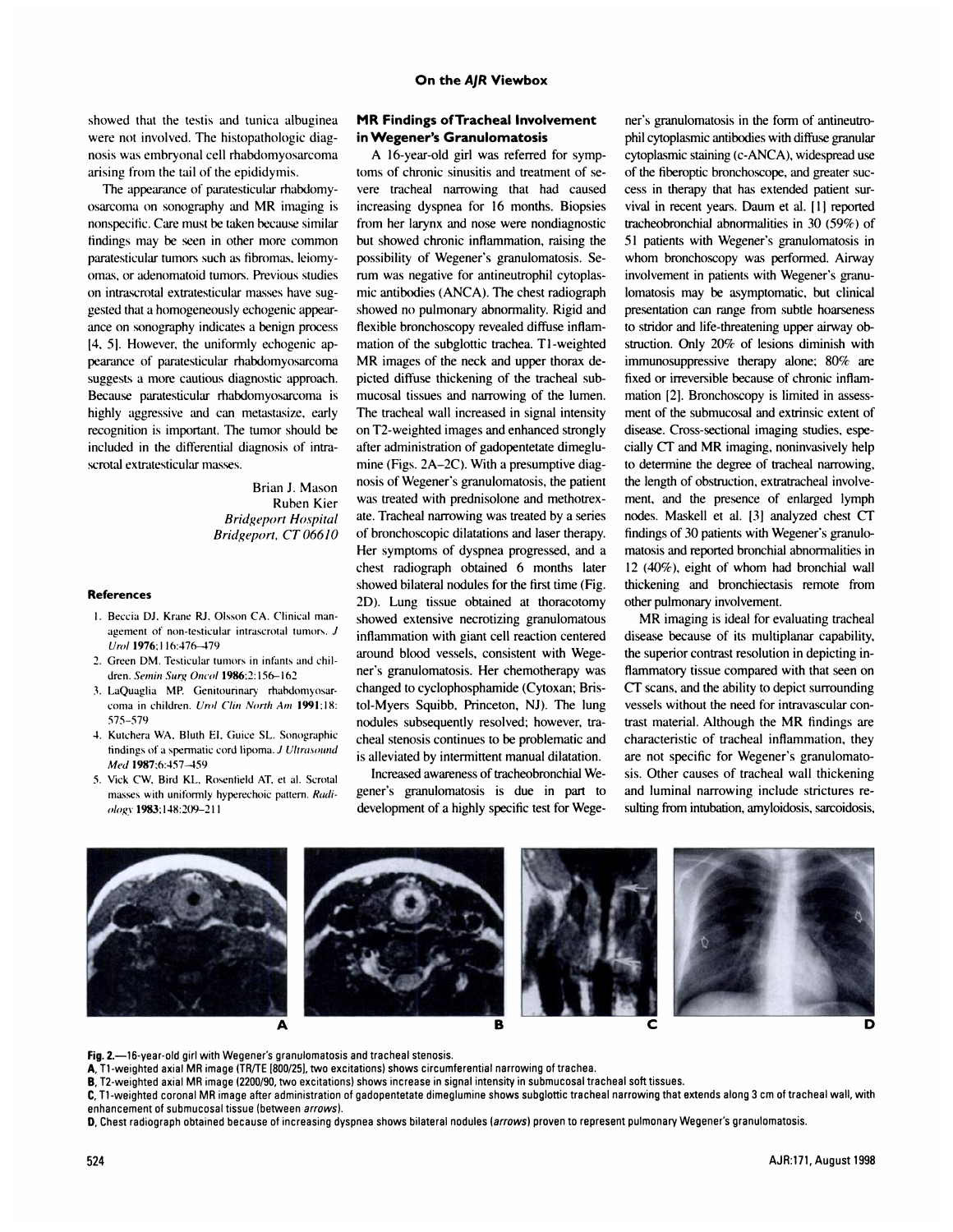showed that the testis and tunica albuginea were not involved. The histopathologic diagnosis was embryonal cell rhabdomyosarcoma arising from the tail of the epididymis.

The appearance of paratesticular rhabdomyosarcoma on sonography and MR imaging is nonspecific. Care must be taken because similar findings may be seen in other more common paratesticular tumors such as fibromas, leiomyomas, or adenomatoid tumors. Previous studies on intrascrotal extratesticular masses have suggested that a homogeneously echogenic appearance on sonography indicates a benign process [4, 5]. However, the uniformly echogenic appearance of paratesticular rhabdomyosarcoma suggests a more cautious diagnostic approach. Because paratesticular rhabdomyosarcoma is highly aggressive and can metastasize, early recognition is important. The tumor should be included in the differential diagnosis of intrascrotal extratesticular masses.

Brian J. Mason
Ruben Kier
*Bridgeport Hospital*
*Bridgeport, CT 06610*

### References

1. Beccia DJ, Krane RJ, Olsson CA. Clinical management of non-testicular intrascrotal tumors. *J Urol* **1976**;116:476–479
2. Green DM. Testicular tumors in infants and children. *Semin Surg Oncol* **1986**;2:156–162
3. LaQuaglia MP. Genitourinary rhabdomyosarcoma in children. *Urol Clin North Am* **1991**;18:575–579
4. Kutchera WA, Bluth EI, Guice SL. Sonographic findings of a spermatic cord lipoma. *J Ultrasound Med* **1987**;6:457–459
5. Vick CW, Bird KL, Rosenfield AT, et al. Scrotal masses with uniformly hyperechoic pattern. *Radiology* **1983**;148:209–211

## MR Findings of Tracheal Involvement in Wegener's Granulomatosis

A 16-year-old girl was referred for symptoms of chronic sinusitis and treatment of severe tracheal narrowing that had caused increasing dyspnea for 16 months. Biopsies from her larynx and nose were nondiagnostic but showed chronic inflammation, raising the possibility of Wegener's granulomatosis. Serum was negative for antineutrophil cytoplasmic antibodies (ANCA). The chest radiograph showed no pulmonary abnormality. Rigid and flexible bronchoscopy revealed diffuse inflammation of the subglottic trachea. T1-weighted MR images of the neck and upper thorax depicted diffuse thickening of the tracheal submucosal tissues and narrowing of the lumen. The tracheal wall increased in signal intensity on T2-weighted images and enhanced strongly after administration of gadopentetate dimeglumine (Figs. 2A–2C). With a presumptive diagnosis of Wegener's granulomatosis, the patient was treated with prednisolone and methotrexate. Tracheal narrowing was treated by a series of bronchoscopic dilatations and laser therapy. Her symptoms of dyspnea progressed, and a chest radiograph obtained 6 months later showed bilateral nodules for the first time (Fig. 2D). Lung tissue obtained at thoracotomy showed extensive necrotizing granulomatous inflammation with giant cell reaction centered around blood vessels, consistent with Wegener's granulomatosis. Her chemotherapy was changed to cyclophosphamide (Cytoxan; Bristol-Myers Squibb, Princeton, NJ). The lung nodules subsequently resolved; however, tracheal stenosis continues to be problematic and is alleviated by intermittent manual dilatation.

Increased awareness of tracheobronchial Wegener's granulomatosis is due in part to development of a highly specific test for Wegener's granulomatosis in the form of antineutrophil cytoplasmic antibodies with diffuse granular cytoplasmic staining (c-ANCA), widespread use of the fiberoptic bronchoscope, and greater success in therapy that has extended patient survival in recent years. Daum et al. [1] reported tracheobronchial abnormalities in 30 (59%) of 51 patients with Wegener's granulomatosis in whom bronchoscopy was performed. Airway involvement in patients with Wegener's granulomatosis may be asymptomatic, but clinical presentation can range from subtle hoarseness to stridor and life-threatening upper airway obstruction. Only 20% of lesions diminish with immunosuppressive therapy alone; 80% are fixed or irreversible because of chronic inflammation [2]. Bronchoscopy is limited in assessment of the submucosal and extrinsic extent of disease. Cross-sectional imaging studies, especially CT and MR imaging, noninvasively help to determine the degree of tracheal narrowing, the length of obstruction, extratracheal involvement, and the presence of enlarged lymph nodes. Maskell et al. [3] analyzed chest CT findings of 30 patients with Wegener's granulomatosis and reported bronchial abnormalities in 12 (40%), eight of whom had bronchial wall thickening and bronchiectasis remote from other pulmonary involvement.

MR imaging is ideal for evaluating tracheal disease because of its multiplanar capability, the superior contrast resolution in depicting inflammatory tissue compared with that seen on CT scans, and the ability to depict surrounding vessels without the need for intravascular contrast material. Although the MR findings are characteristic of tracheal inflammation, they are not specific for Wegener's granulomatosis. Other causes of tracheal wall thickening and luminal narrowing include strictures resulting from intubation, amyloidosis, sarcoidosis,

**Fig. 2.**—16-year-old girl with Wegener's granulomatosis and tracheal stenosis.
**A**, T1-weighted axial MR image (TR/TE [800/25], two excitations) shows circumferential narrowing of trachea.
**B**, T2-weighted axial MR image (2200/90, two excitations) shows increase in signal intensity in submucosal tracheal soft tissues.
**C**, T1-weighted coronal MR image after administration of gadopentetate dimeglumine shows subglottic tracheal narrowing that extends along 3 cm of tracheal wall, with enhancement of submucosal tissue (between *arrows*).
**D**, Chest radiograph obtained because of increasing dyspnea shows bilateral nodules (*arrows*) proven to represent pulmonary Wegener's granulomatosis.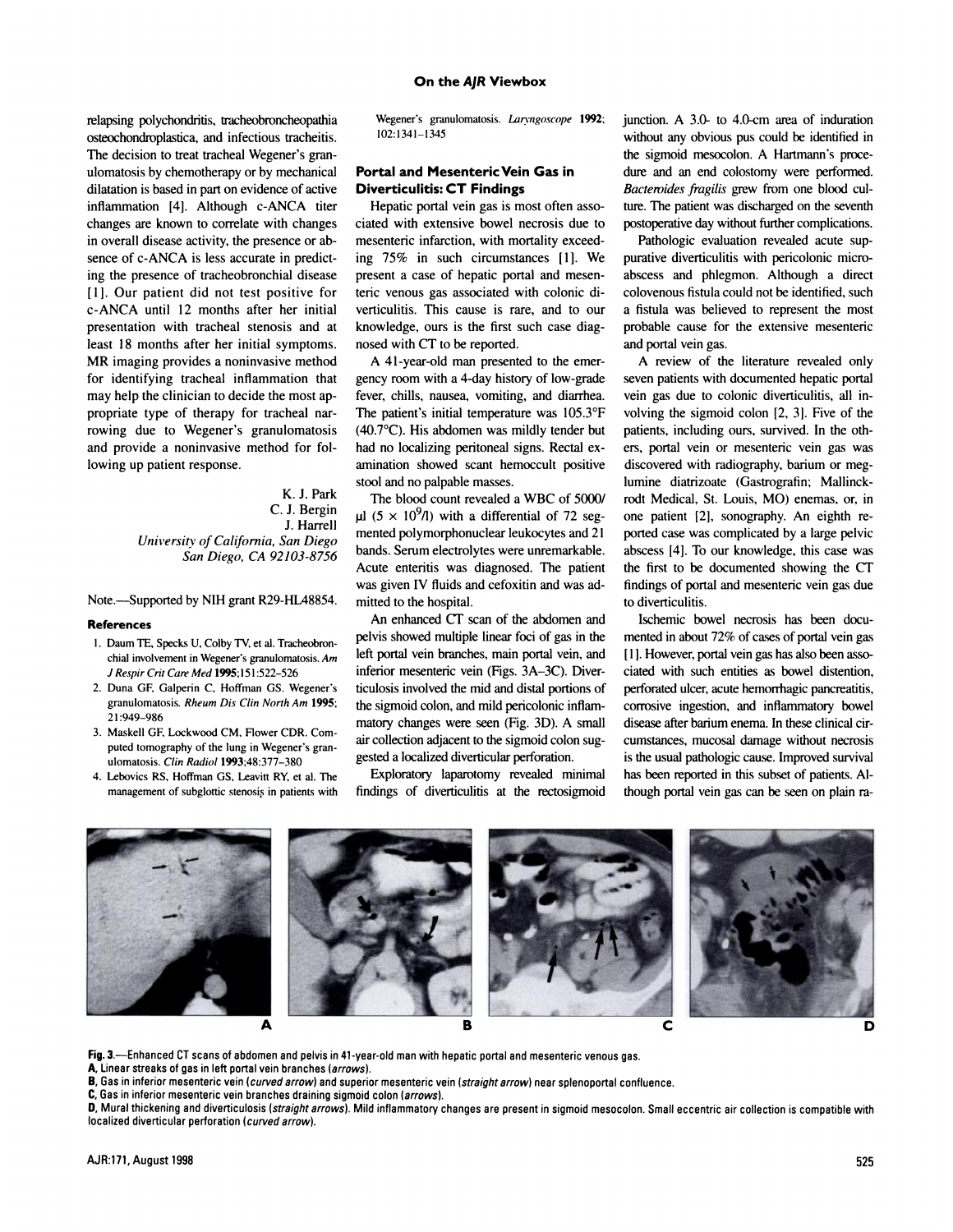relapsing polychondritis, tracheobroncheopathia osteochondroplastica, and infectious tracheitis. The decision to treat tracheal Wegener's granulomatosis by chemotherapy or by mechanical dilatation is based in part on evidence of active inflammation [4]. Although c-ANCA titer changes are known to correlate with changes in overall disease activity, the presence or absence of c-ANCA is less accurate in predicting the presence of tracheobronchial disease [1]. Our patient did not test positive for c-ANCA until 12 months after her initial presentation with tracheal stenosis and at least 18 months after her initial symptoms. MR imaging provides a noninvasive method for identifying tracheal inflammation that may help the clinician to decide the most appropriate type of therapy for tracheal narrowing due to Wegener's granulomatosis and provide a noninvasive method for following up patient response.

K. J. Park
C. J. Bergin
J. Harrell
*University of California, San Diego*
*San Diego, CA 92103-8756*

Note.—Supported by NIH grant R29-HL48854.

### References

1. Daum TE, Specks U, Colby TV, et al. Tracheobronchial involvement in Wegener's granulomatosis. *Am J Respir Crit Care Med* **1995**;151:522–526
2. Duna GF, Galperin C, Hoffman GS. Wegener's granulomatosis. *Rheum Dis Clin North Am* **1995**; 21:949–986
3. Maskell GF, Lockwood CM, Flower CDR. Computed tomography of the lung in Wegener's granulomatosis. *Clin Radiol* **1993**;48:377–380
4. Lebovics RS, Hoffman GS, Leavitt RY, et al. The management of subglottic stenosis in patients with Wegener's granulomatosis. *Laryngoscope* **1992**; 102:1341–1345

## Portal and Mesenteric Vein Gas in Diverticulitis: CT Findings

Hepatic portal vein gas is most often associated with extensive bowel necrosis due to mesenteric infarction, with mortality exceeding 75% in such circumstances [1]. We present a case of hepatic portal and mesenteric venous gas associated with colonic diverticulitis. This cause is rare, and to our knowledge, ours is the first such case diagnosed with CT to be reported.

A 41-year-old man presented to the emergency room with a 4-day history of low-grade fever, chills, nausea, vomiting, and diarrhea. The patient's initial temperature was 105.3°F (40.7°C). His abdomen was mildly tender but had no localizing peritoneal signs. Rectal examination showed scant hemoccult positive stool and no palpable masses.

The blood count revealed a WBC of 5000/μl ($5 \times 10^9$/l) with a differential of 72 segmented polymorphonuclear leukocytes and 21 bands. Serum electrolytes were unremarkable. Acute enteritis was diagnosed. The patient was given IV fluids and cefoxitin and was admitted to the hospital.

An enhanced CT scan of the abdomen and pelvis showed multiple linear foci of gas in the left portal vein branches, main portal vein, and inferior mesenteric vein (Figs. 3A–3C). Diverticulosis involved the mid and distal portions of the sigmoid colon, and mild pericolonic inflammatory changes were seen (Fig. 3D). A small air collection adjacent to the sigmoid colon suggested a localized diverticular perforation.

Exploratory laparotomy revealed minimal findings of diverticulitis at the rectosigmoid junction. A 3.0- to 4.0-cm area of induration without any obvious pus could be identified in the sigmoid mesocolon. A Hartmann's procedure and an end colostomy were performed. *Bacteroides fragilis* grew from one blood culture. The patient was discharged on the seventh postoperative day without further complications.

Pathologic evaluation revealed acute suppurative diverticulitis with pericolonic microabscess and phlegmon. Although a direct colovenous fistula could not be identified, such a fistula was believed to represent the most probable cause for the extensive mesenteric and portal vein gas.

A review of the literature revealed only seven patients with documented hepatic portal vein gas due to colonic diverticulitis, all involving the sigmoid colon [2, 3]. Five of the patients, including ours, survived. In the others, portal vein or mesenteric vein gas was discovered with radiography, barium or meglumine diatrizoate (Gastrografin; Mallinckrodt Medical, St. Louis, MO) enemas, or, in one patient [2], sonography. An eighth reported case was complicated by a large pelvic abscess [4]. To our knowledge, this case was the first to be documented showing the CT findings of portal and mesenteric vein gas due to diverticulitis.

Ischemic bowel necrosis has been documented in about 72% of cases of portal vein gas [1]. However, portal vein gas has also been associated with such entities as bowel distention, perforated ulcer, acute hemorrhagic pancreatitis, corrosive ingestion, and inflammatory bowel disease after barium enema. In these clinical circumstances, mucosal damage without necrosis is the usual pathologic cause. Improved survival has been reported in this subset of patients. Although portal vein gas can be seen on plain ra-

**Fig. 3.**—Enhanced CT scans of abdomen and pelvis in 41-year-old man with hepatic portal and mesenteric venous gas.
**A**, Linear streaks of gas in left portal vein branches (*arrows*).
**B**, Gas in inferior mesenteric vein (*curved arrow*) and superior mesenteric vein (*straight arrow*) near splenoportal confluence.
**C**, Gas in inferior mesenteric vein branches draining sigmoid colon (*arrows*).
**D**, Mural thickening and diverticulosis (*straight arrows*). Mild inflammatory changes are present in sigmoid mesocolon. Small eccentric air collection is compatible with localized diverticular perforation (*curved arrow*).